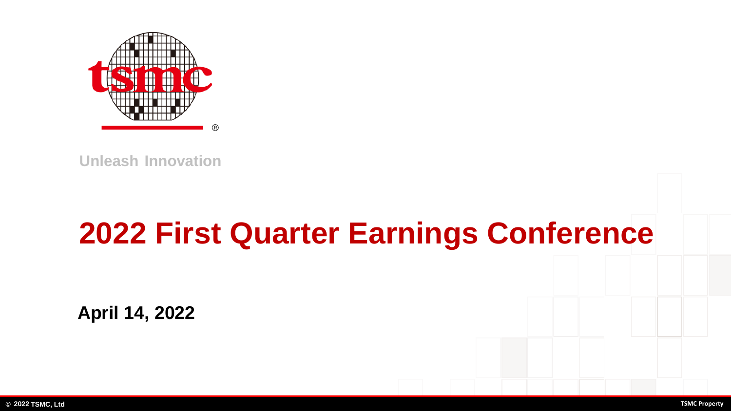Unleash Innovation

# 2022 First Quarter Earnings Conference

**April 14, 2022**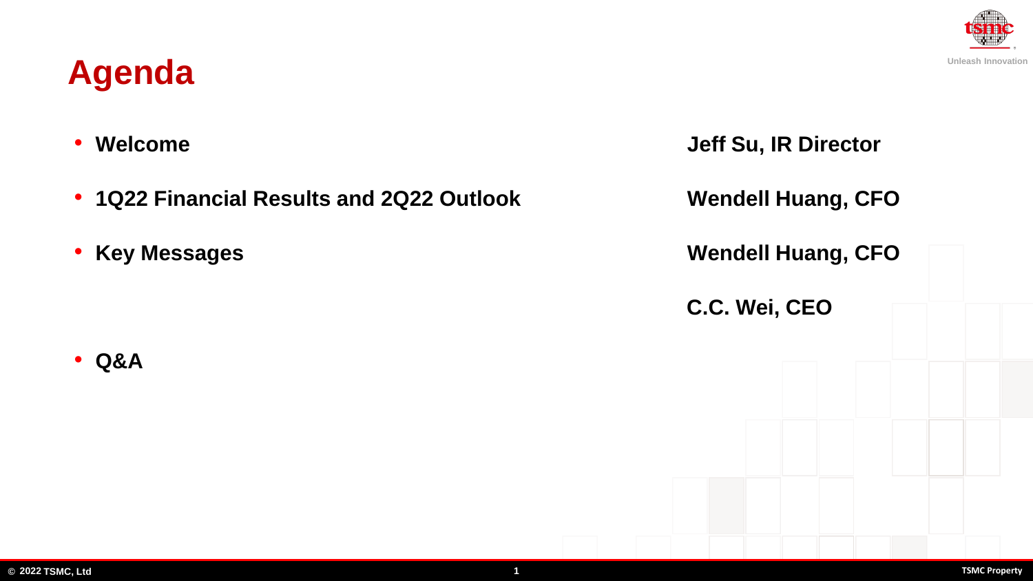# Agenda

| | |
|---|---|
| • Welcome | Jeff Su, IR Director |
| • 1Q22 Financial Results and 2Q22 Outlook | Wendell Huang, CFO |
| • Key Messages | Wendell Huang, CFO |
| | C.C. Wei, CEO |
| • Q&A | |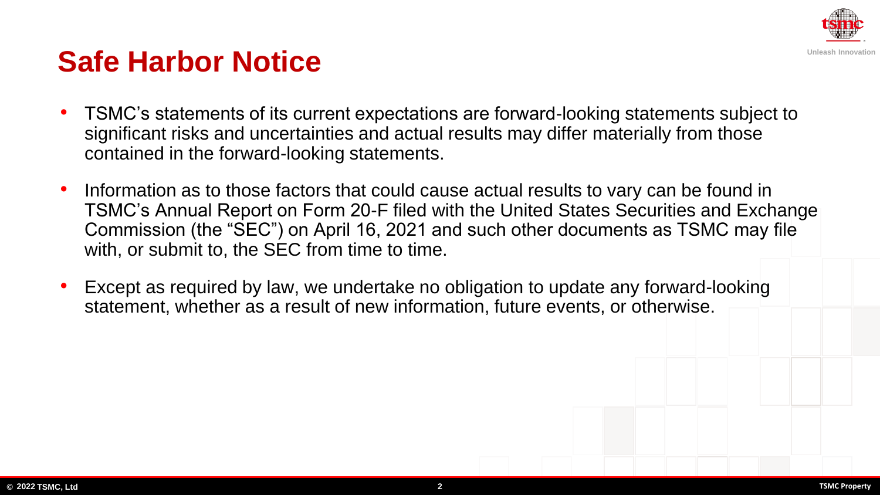# Safe Harbor Notice

- TSMC's statements of its current expectations are forward-looking statements subject to significant risks and uncertainties and actual results may differ materially from those contained in the forward-looking statements.
- Information as to those factors that could cause actual results to vary can be found in TSMC's Annual Report on Form 20-F filed with the United States Securities and Exchange Commission (the "SEC") on April 16, 2021 and such other documents as TSMC may file with, or submit to, the SEC from time to time.
- Except as required by law, we undertake no obligation to update any forward-looking statement, whether as a result of new information, future events, or otherwise.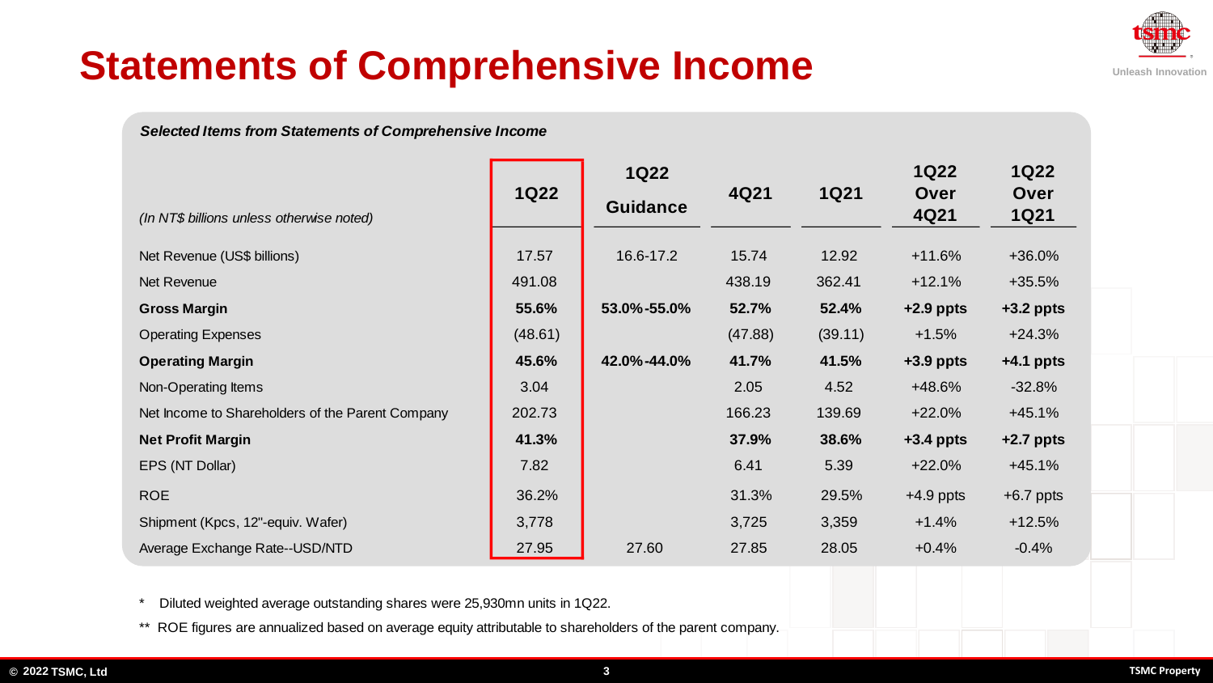# Statements of Comprehensive Income

***Selected Items from Statements of Comprehensive Income***

| *(In NT$ billions unless otherwise noted)* | 1Q22 | 1Q22 Guidance | 4Q21 | 1Q21 | 1Q22 Over 4Q21 | 1Q22 Over 1Q21 |
|---|---|---|---|---|---|---|
| Net Revenue (US$ billions) | 17.57 | 16.6-17.2 | 15.74 | 12.92 | +11.6% | +36.0% |
| Net Revenue | 491.08 | | 438.19 | 362.41 | +12.1% | +35.5% |
| **Gross Margin** | **55.6%** | **53.0%-55.0%** | **52.7%** | **52.4%** | **+2.9 ppts** | **+3.2 ppts** |
| Operating Expenses | (48.61) | | (47.88) | (39.11) | +1.5% | +24.3% |
| **Operating Margin** | **45.6%** | **42.0%-44.0%** | **41.7%** | **41.5%** | **+3.9 ppts** | **+4.1 ppts** |
| Non-Operating Items | 3.04 | | 2.05 | 4.52 | +48.6% | -32.8% |
| Net Income to Shareholders of the Parent Company | 202.73 | | 166.23 | 139.69 | +22.0% | +45.1% |
| **Net Profit Margin** | **41.3%** | | **37.9%** | **38.6%** | **+3.4 ppts** | **+2.7 ppts** |
| EPS (NT Dollar) | 7.82 | | 6.41 | 5.39 | +22.0% | +45.1% |
| ROE | 36.2% | | 31.3% | 29.5% | +4.9 ppts | +6.7 ppts |
| Shipment (Kpcs, 12"-equiv. Wafer) | 3,778 | | 3,725 | 3,359 | +1.4% | +12.5% |
| Average Exchange Rate--USD/NTD | 27.95 | 27.60 | 27.85 | 28.05 | +0.4% | -0.4% |

\* Diluted weighted average outstanding shares were 25,930mn units in 1Q22.

** ROE figures are annualized based on average equity attributable to shareholders of the parent company.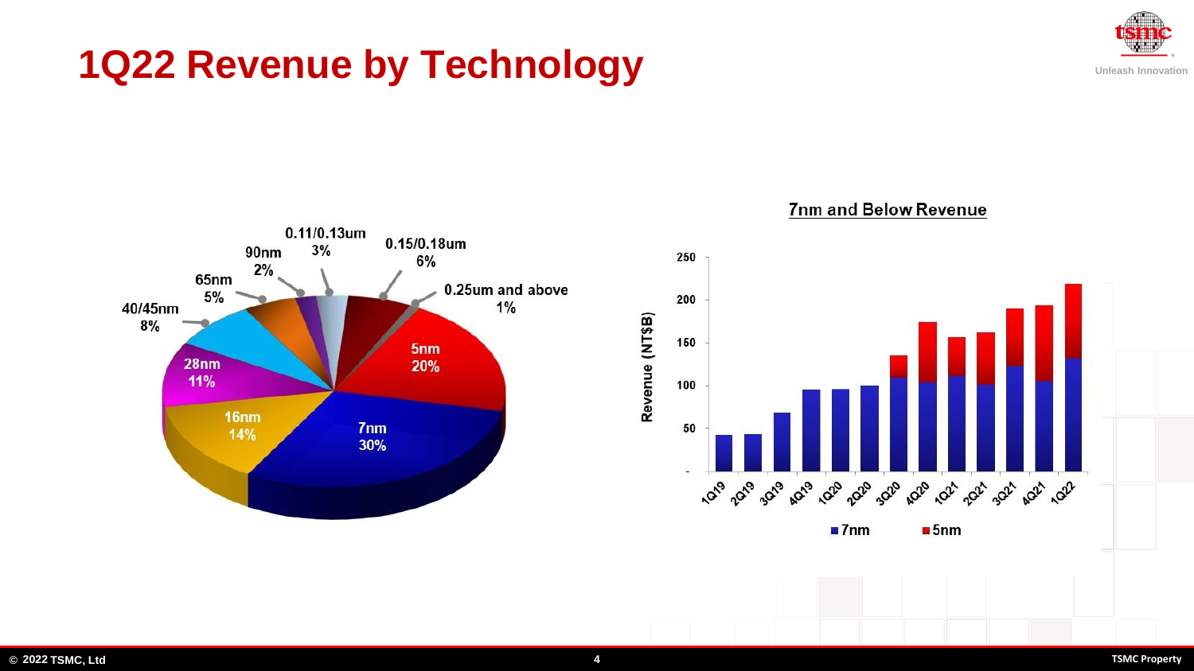# 1Q22 Revenue by Technology

| Technology | Share |
|---|---|
| 5nm | 20% |
| 7nm | 30% |
| 16nm | 14% |
| 28nm | 11% |
| 40/45nm | 8% |
| 65nm | 5% |
| 90nm | 2% |
| 0.11/0.13um | 3% |
| 0.15/0.18um | 6% |
| 0.25um and above | 1% |

**7nm and Below Revenue**

Revenue (NT$B)

Quarters: 1Q19, 2Q19, 3Q19, 4Q19, 1Q20, 2Q20, 3Q20, 4Q20, 1Q21, 2Q21, 3Q21, 4Q21, 1Q22

Legend: 7nm, 5nm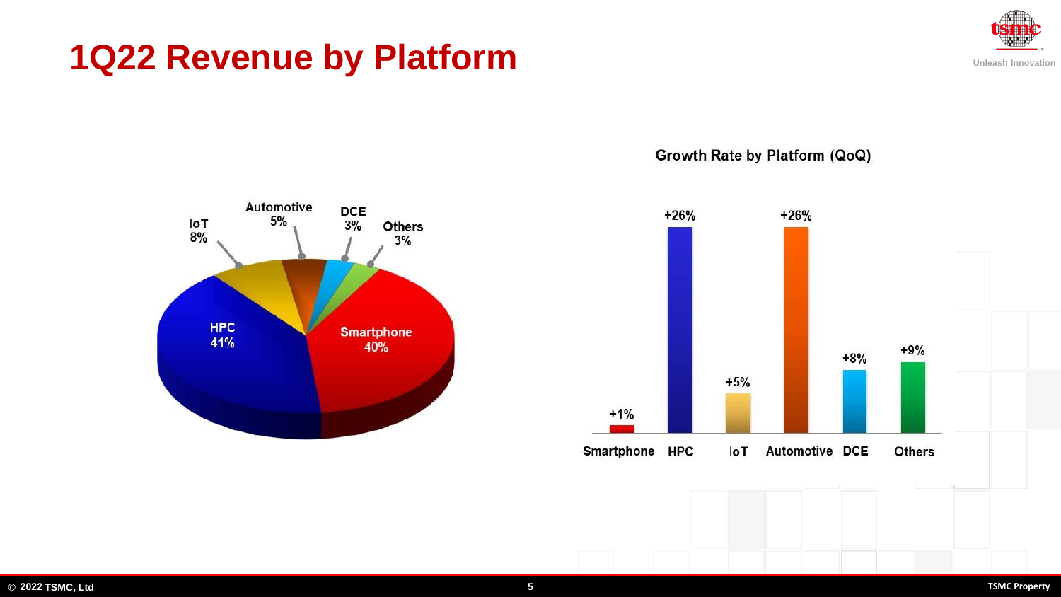# 1Q22 Revenue by Platform

| Platform | Share |
| --- | --- |
| HPC | 41% |
| Smartphone | 40% |
| IoT | 8% |
| Automotive | 5% |
| DCE | 3% |
| Others | 3% |

**Growth Rate by Platform (QoQ)**

| Platform | Growth Rate |
| --- | --- |
| Smartphone | +1% |
| HPC | +26% |
| IoT | +5% |
| Automotive | +26% |
| DCE | +8% |
| Others | +9% |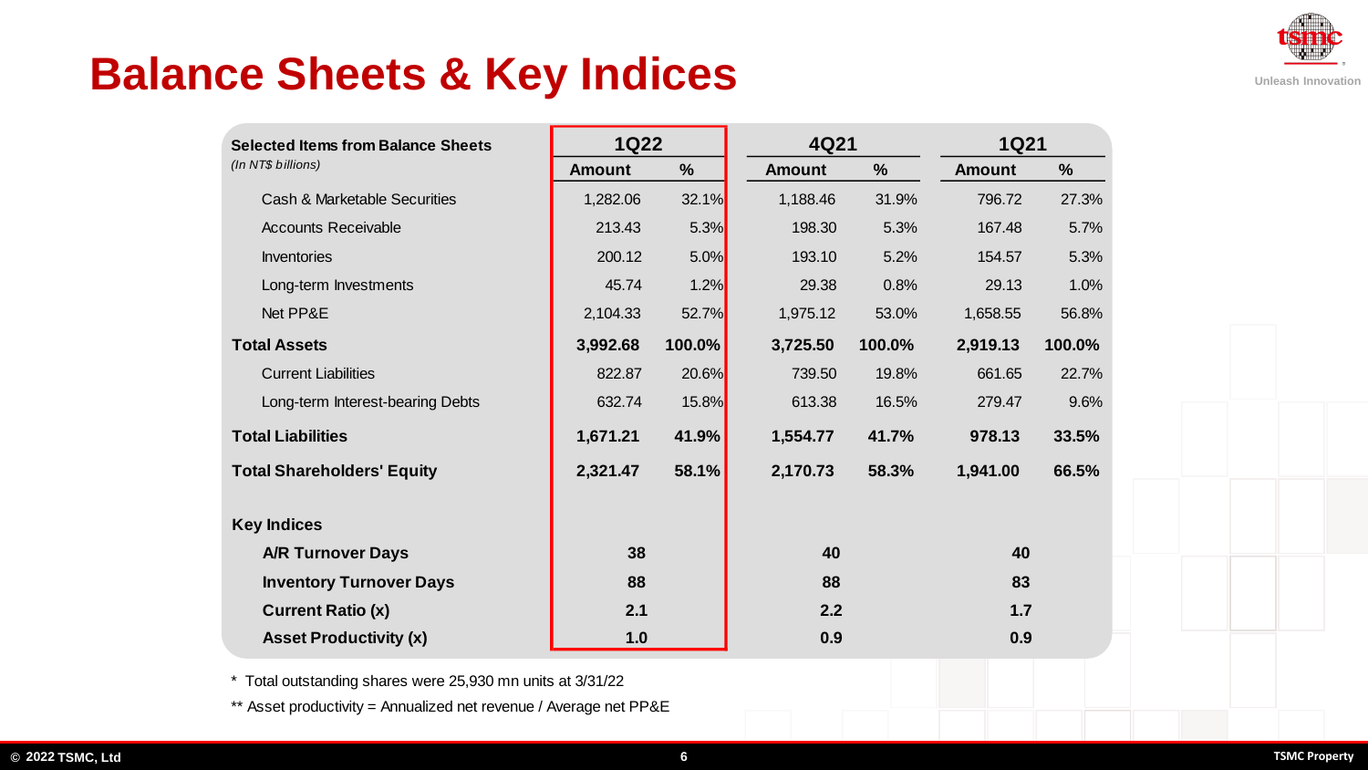# Balance Sheets & Key Indices

| Selected Items from Balance Sheets *(In NT$ billions)* | 1Q22 | | 4Q21 | | 1Q21 | |
|---|---|---|---|---|---|---|
| | Amount | % | Amount | % | Amount | % |
| Cash & Marketable Securities | 1,282.06 | 32.1% | 1,188.46 | 31.9% | 796.72 | 27.3% |
| Accounts Receivable | 213.43 | 5.3% | 198.30 | 5.3% | 167.48 | 5.7% |
| Inventories | 200.12 | 5.0% | 193.10 | 5.2% | 154.57 | 5.3% |
| Long-term Investments | 45.74 | 1.2% | 29.38 | 0.8% | 29.13 | 1.0% |
| Net PP&E | 2,104.33 | 52.7% | 1,975.12 | 53.0% | 1,658.55 | 56.8% |
| **Total Assets** | **3,992.68** | **100.0%** | **3,725.50** | **100.0%** | **2,919.13** | **100.0%** |
| Current Liabilities | 822.87 | 20.6% | 739.50 | 19.8% | 661.65 | 22.7% |
| Long-term Interest-bearing Debts | 632.74 | 15.8% | 613.38 | 16.5% | 279.47 | 9.6% |
| **Total Liabilities** | **1,671.21** | **41.9%** | **1,554.77** | **41.7%** | **978.13** | **33.5%** |
| **Total Shareholders' Equity** | **2,321.47** | **58.1%** | **2,170.73** | **58.3%** | **1,941.00** | **66.5%** |
| **Key Indices** | | | | | | |
| **A/R Turnover Days** | **38** | | **40** | | **40** | |
| **Inventory Turnover Days** | **88** | | **88** | | **83** | |
| **Current Ratio (x)** | **2.1** | | **2.2** | | **1.7** | |
| **Asset Productivity (x)** | **1.0** | | **0.9** | | **0.9** | |

* Total outstanding shares were 25,930 mn units at 3/31/22

** Asset productivity = Annualized net revenue / Average net PP&E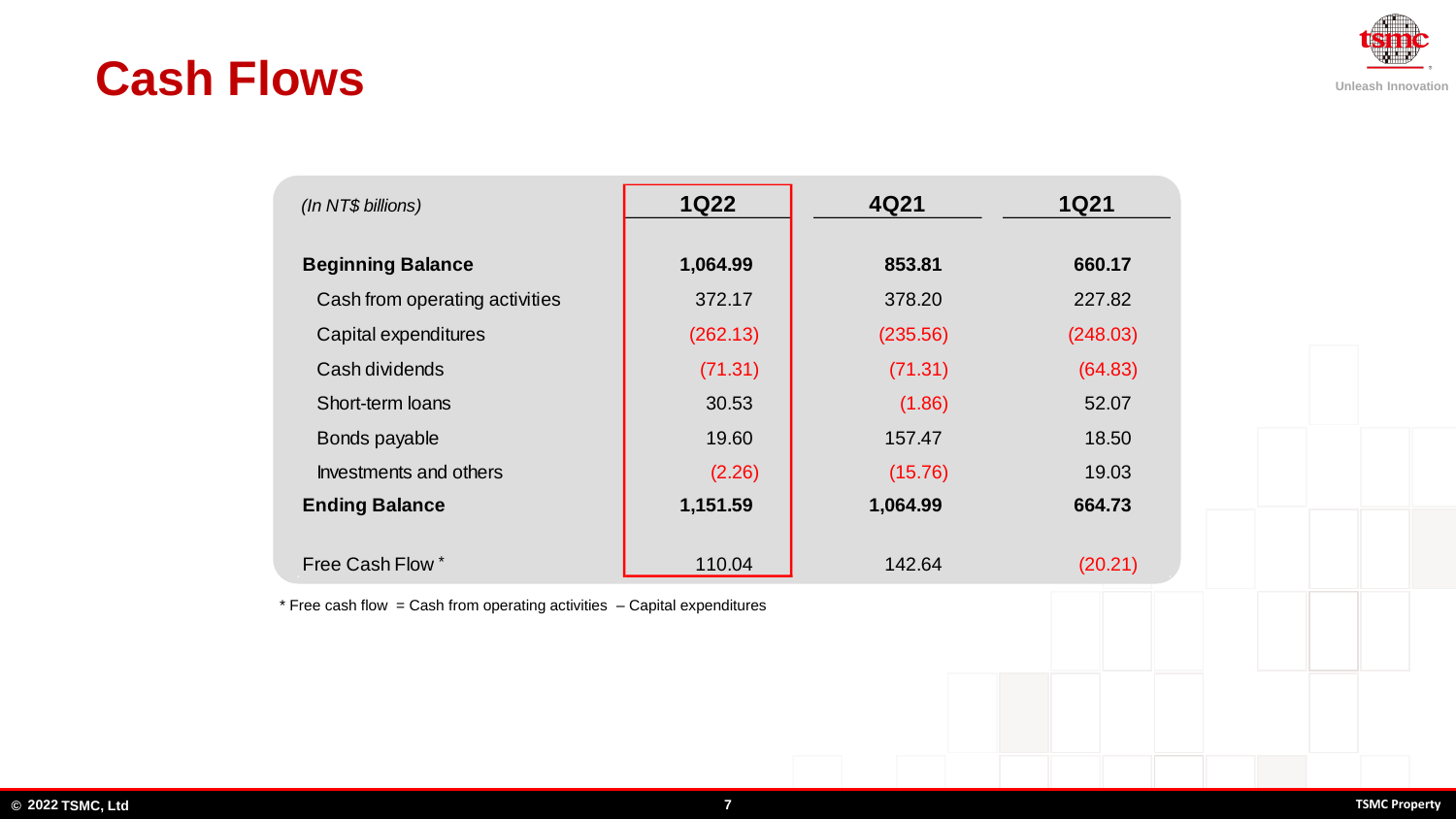# Cash Flows

| (In NT$ billions) | 1Q22 | 4Q21 | 1Q21 |
|---|---|---|---|
| **Beginning Balance** | **1,064.99** | **853.81** | **660.17** |
| Cash from operating activities | 372.17 | 378.20 | 227.82 |
| Capital expenditures | (262.13) | (235.56) | (248.03) |
| Cash dividends | (71.31) | (71.31) | (64.83) |
| Short-term loans | 30.53 | (1.86) | 52.07 |
| Bonds payable | 19.60 | 157.47 | 18.50 |
| Investments and others | (2.26) | (15.76) | 19.03 |
| **Ending Balance** | **1,151.59** | **1,064.99** | **664.73** |
| Free Cash Flow * | 110.04 | 142.64 | (20.21) |

* Free cash flow = Cash from operating activities – Capital expenditures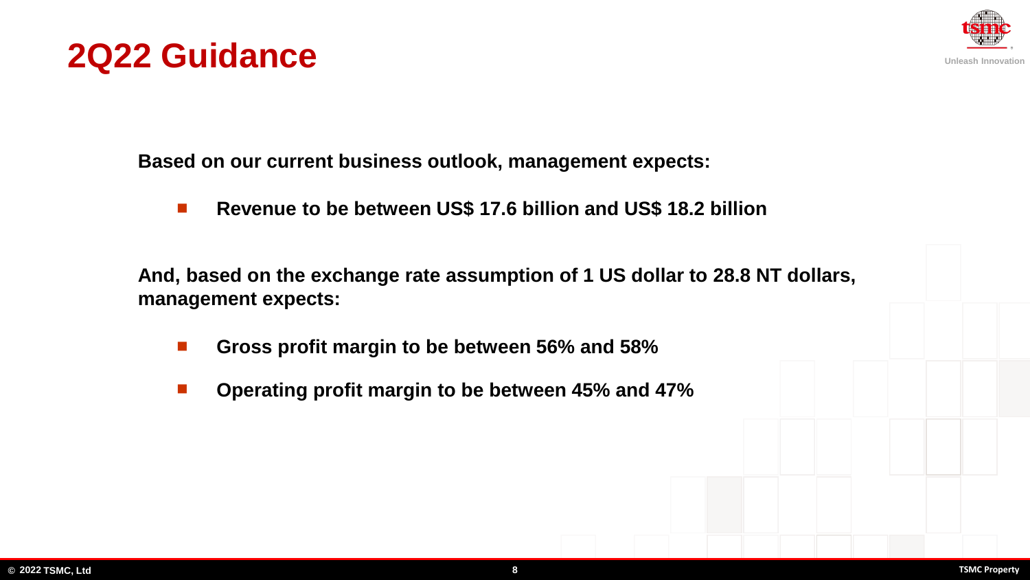# 2Q22 Guidance

**Based on our current business outlook, management expects:**

- **Revenue to be between US$ 17.6 billion and US$ 18.2 billion**

**And, based on the exchange rate assumption of 1 US dollar to 28.8 NT dollars, management expects:**

- **Gross profit margin to be between 56% and 58%**
- **Operating profit margin to be between 45% and 47%**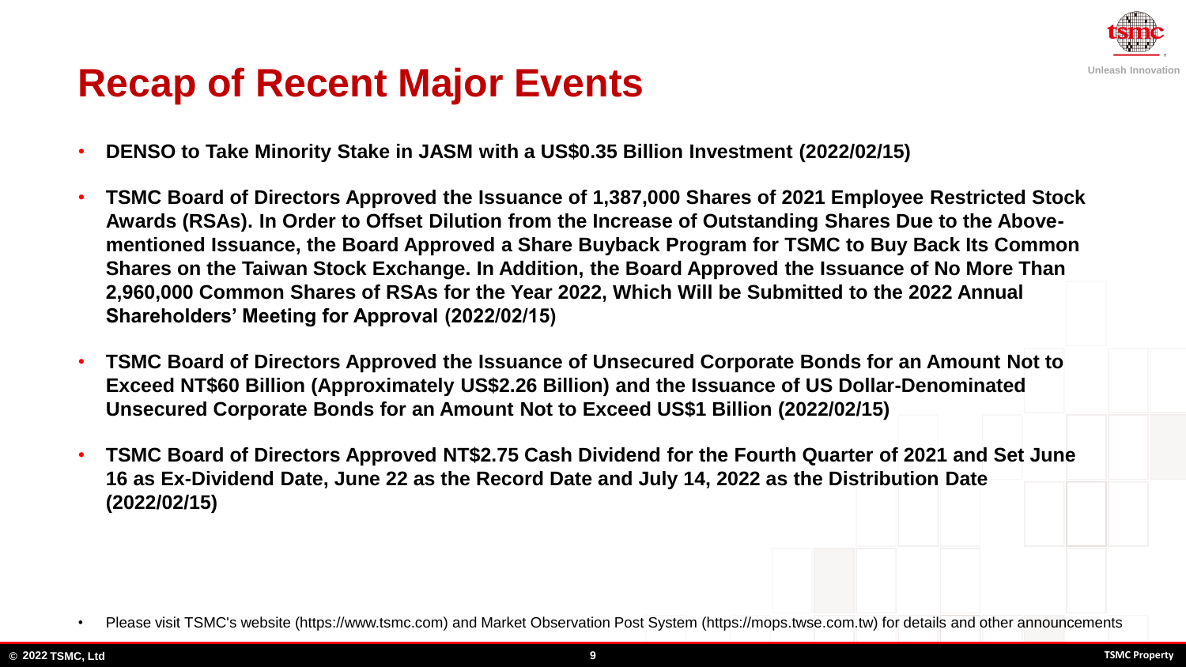# Recap of Recent Major Events

- **DENSO to Take Minority Stake in JASM with a US$0.35 Billion Investment (2022/02/15)**
- **TSMC Board of Directors Approved the Issuance of 1,387,000 Shares of 2021 Employee Restricted Stock Awards (RSAs). In Order to Offset Dilution from the Increase of Outstanding Shares Due to the Above-mentioned Issuance, the Board Approved a Share Buyback Program for TSMC to Buy Back Its Common Shares on the Taiwan Stock Exchange. In Addition, the Board Approved the Issuance of No More Than 2,960,000 Common Shares of RSAs for the Year 2022, Which Will be Submitted to the 2022 Annual Shareholders' Meeting for Approval (2022/02/15)**
- **TSMC Board of Directors Approved the Issuance of Unsecured Corporate Bonds for an Amount Not to Exceed NT$60 Billion (Approximately US$2.26 Billion) and the Issuance of US Dollar-Denominated Unsecured Corporate Bonds for an Amount Not to Exceed US$1 Billion (2022/02/15)**
- **TSMC Board of Directors Approved NT$2.75 Cash Dividend for the Fourth Quarter of 2021 and Set June 16 as Ex-Dividend Date, June 22 as the Record Date and July 14, 2022 as the Distribution Date (2022/02/15)**

- Please visit TSMC's website (https://www.tsmc.com) and Market Observation Post System (https://mops.twse.com.tw) for details and other announcements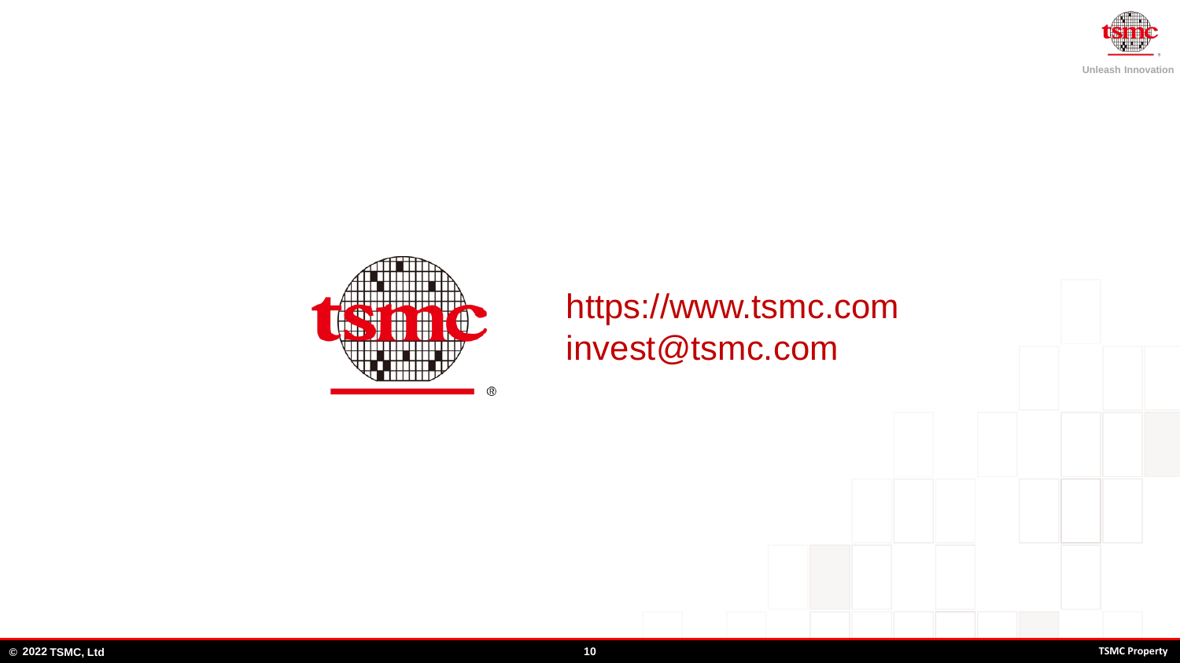https://www.tsmc.com
invest@tsmc.com